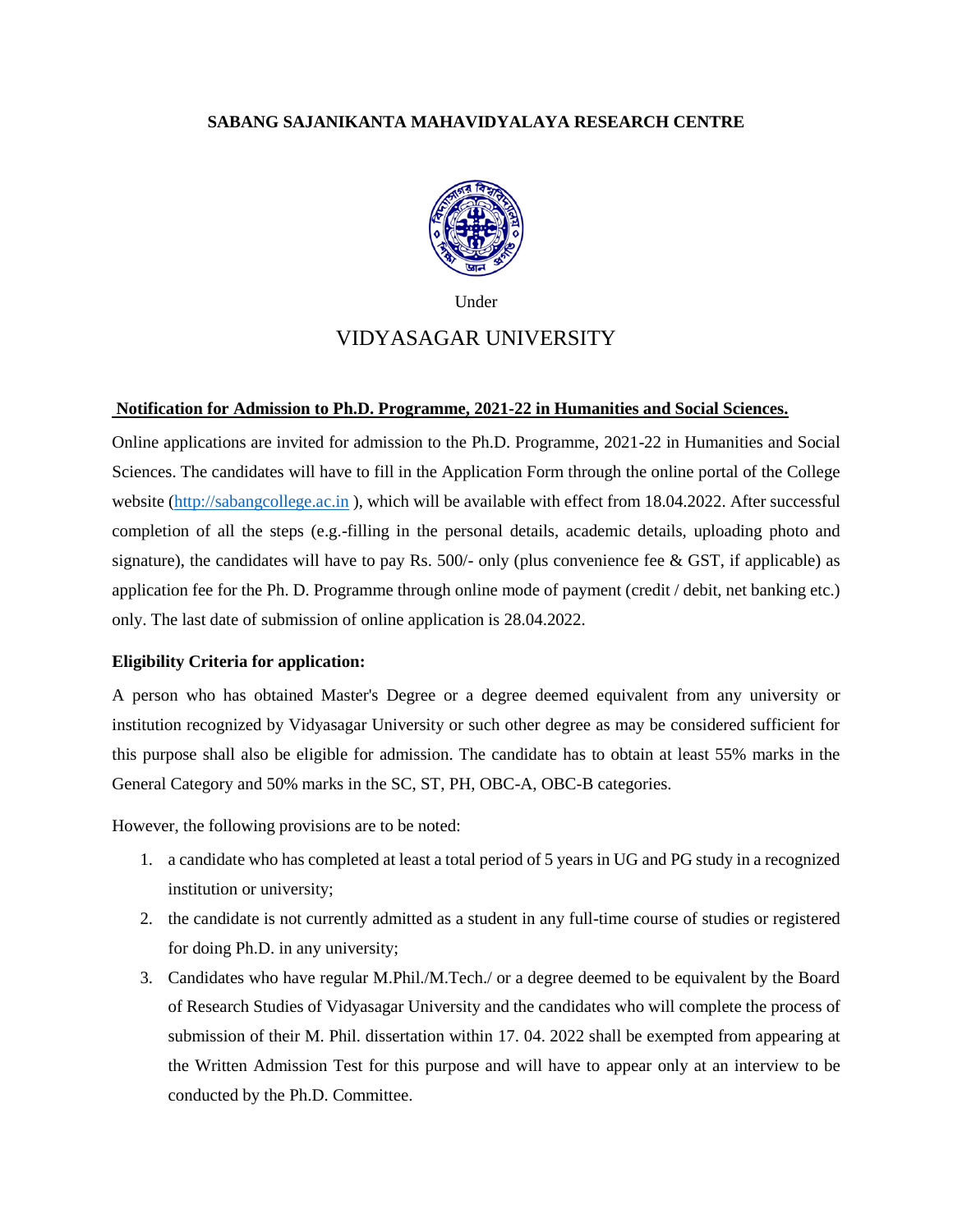**SABANG SAJANIKANTA MAHAVIDYALAYA RESEARCH CENTRE**

Under

# VIDYASAGAR UNIVERSITY

**Notification for Admission to Ph.D. Programme, 2021-22 in Humanities and Social Sciences.**

Online applications are invited for admission to the Ph.D. Programme, 2021-22 in Humanities and Social Sciences. The candidates will have to fill in the Application Form through the online portal of the College website (http://sabangcollege.ac.in ), which will be available with effect from 18.04.2022. After successful completion of all the steps (e.g.-filling in the personal details, academic details, uploading photo and signature), the candidates will have to pay Rs. 500/- only (plus convenience fee & GST, if applicable) as application fee for the Ph. D. Programme through online mode of payment (credit / debit, net banking etc.) only. The last date of submission of online application is 28.04.2022.

**Eligibility Criteria for application:**

A person who has obtained Master's Degree or a degree deemed equivalent from any university or institution recognized by Vidyasagar University or such other degree as may be considered sufficient for this purpose shall also be eligible for admission. The candidate has to obtain at least 55% marks in the General Category and 50% marks in the SC, ST, PH, OBC-A, OBC-B categories.

However, the following provisions are to be noted:

1. a candidate who has completed at least a total period of 5 years in UG and PG study in a recognized institution or university;
2. the candidate is not currently admitted as a student in any full-time course of studies or registered for doing Ph.D. in any university;
3. Candidates who have regular M.Phil./M.Tech./ or a degree deemed to be equivalent by the Board of Research Studies of Vidyasagar University and the candidates who will complete the process of submission of their M. Phil. dissertation within 17. 04. 2022 shall be exempted from appearing at the Written Admission Test for this purpose and will have to appear only at an interview to be conducted by the Ph.D. Committee.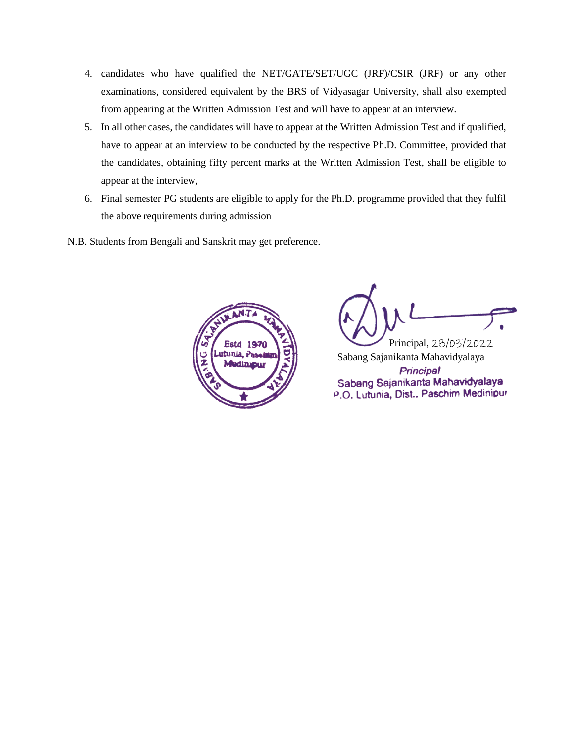4. candidates who have qualified the NET/GATE/SET/UGC (JRF)/CSIR (JRF) or any other examinations, considered equivalent by the BRS of Vidyasagar University, shall also exempted from appearing at the Written Admission Test and will have to appear at an interview.
5. In all other cases, the candidates will have to appear at the Written Admission Test and if qualified, have to appear at an interview to be conducted by the respective Ph.D. Committee, provided that the candidates, obtaining fifty percent marks at the Written Admission Test, shall be eligible to appear at the interview,
6. Final semester PG students are eligible to apply for the Ph.D. programme provided that they fulfil the above requirements during admission

N.B. Students from Bengali and Sanskrit may get preference.

SABANG SAJANIKANTA MAHAVIDYALAYA
Estd 1970
Lutunia, Paschim Medinipur

Principal, 28/03/2022
Sabang Sajanikanta Mahavidyalaya

*Principal*
Sabang Sajanikanta Mahavidyalaya
P.O. Lutunia, Dist.. Paschim Medinipur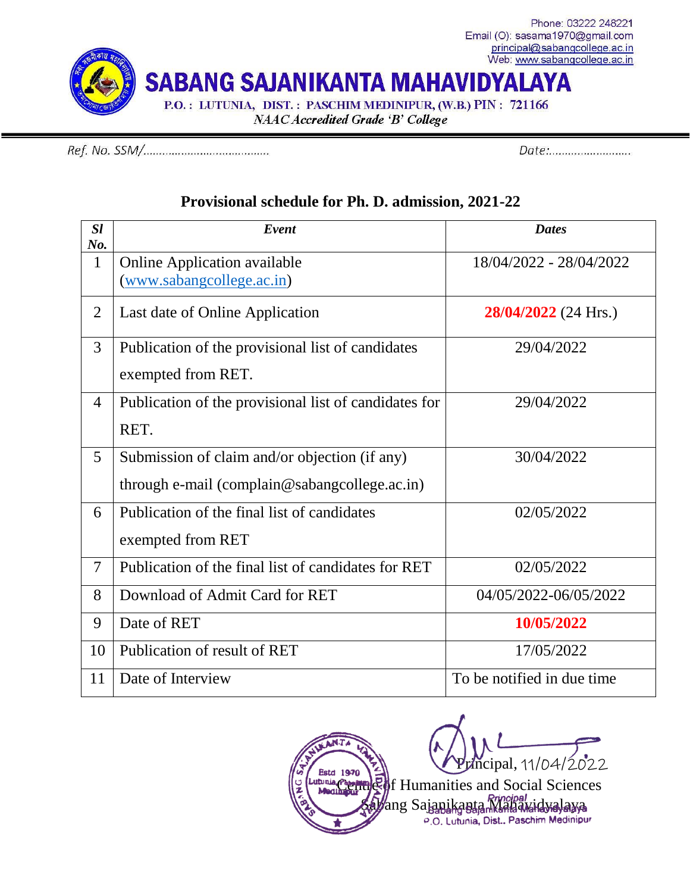Phone: 03222 248221
Email (O): sasama1970@gmail.com
principal@sabangcollege.ac.in
Web: www.sabangcollege.ac.in

# SABANG SAJANIKANTA MAHAVIDYALAYA

P.O. : LUTUNIA, DIST. : PASCHIM MEDINIPUR, (W.B.) PIN : 721166

*NAAC Accredited Grade 'B' College*

Ref. No. SSM/.......................................... Date:..........................

## Provisional schedule for Ph. D. admission, 2021-22

| *Sl No.* | *Event* | *Dates* |
|---|---|---|
| 1 | Online Application available (www.sabangcollege.ac.in) | 18/04/2022 - 28/04/2022 |
| 2 | Last date of Online Application | **28/04/2022** (24 Hrs.) |
| 3 | Publication of the provisional list of candidates exempted from RET. | 29/04/2022 |
| 4 | Publication of the provisional list of candidates for RET. | 29/04/2022 |
| 5 | Submission of claim and/or objection (if any) through e-mail (complain@sabangcollege.ac.in) | 30/04/2022 |
| 6 | Publication of the final list of candidates exempted from RET | 02/05/2022 |
| 7 | Publication of the final list of candidates for RET | 02/05/2022 |
| 8 | Download of Admit Card for RET | 04/05/2022-06/05/2022 |
| 9 | Date of RET | **10/05/2022** |
| 10 | Publication of result of RET | 17/05/2022 |
| 11 | Date of Interview | To be notified in due time |

Principal, 11/04/2022
Centre of Humanities and Social Sciences
Sabang Sajanikanta Mahavidyalaya